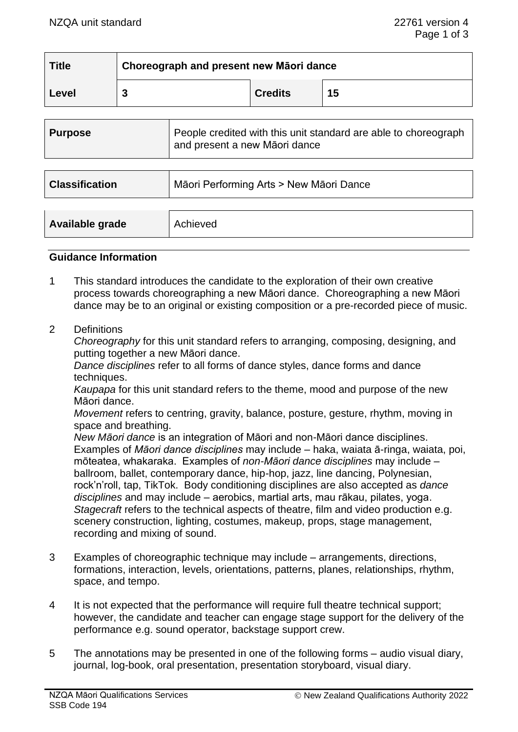| Title | Choreograph and present new Māori dance | | |
|---|---|---|---|
| Level | 3 | Credits | 15 |

| Purpose | People credited with this unit standard are able to choreograph and present a new Māori dance |
|---|---|

| Classification | Māori Performing Arts > New Māori Dance |
|---|---|

| Available grade | Achieved |
|---|---|

## Guidance Information

1. This standard introduces the candidate to the exploration of their own creative process towards choreographing a new Māori dance. Choreographing a new Māori dance may be to an original or existing composition or a pre-recorded piece of music.

2. Definitions
   *Choreography* for this unit standard refers to arranging, composing, designing, and putting together a new Māori dance.
   *Dance disciplines* refer to all forms of dance styles, dance forms and dance techniques.
   *Kaupapa* for this unit standard refers to the theme, mood and purpose of the new Māori dance.
   *Movement* refers to centring, gravity, balance, posture, gesture, rhythm, moving in space and breathing.
   *New Māori dance* is an integration of Māori and non-Māori dance disciplines. Examples of *Māori dance disciplines* may include – haka, waiata ā-ringa, waiata, poi, mōteatea, whakaraka. Examples of *non-Māori dance disciplines* may include – ballroom, ballet, contemporary dance, hip-hop, jazz, line dancing, Polynesian, rock'n'roll, tap, TikTok. Body conditioning disciplines are also accepted as *dance disciplines* and may include – aerobics, martial arts, mau rākau, pilates, yoga.
   *Stagecraft* refers to the technical aspects of theatre, film and video production e.g. scenery construction, lighting, costumes, makeup, props, stage management, recording and mixing of sound.

3. Examples of choreographic technique may include – arrangements, directions, formations, interaction, levels, orientations, patterns, planes, relationships, rhythm, space, and tempo.

4. It is not expected that the performance will require full theatre technical support; however, the candidate and teacher can engage stage support for the delivery of the performance e.g. sound operator, backstage support crew.

5. The annotations may be presented in one of the following forms – audio visual diary, journal, log-book, oral presentation, presentation storyboard, visual diary.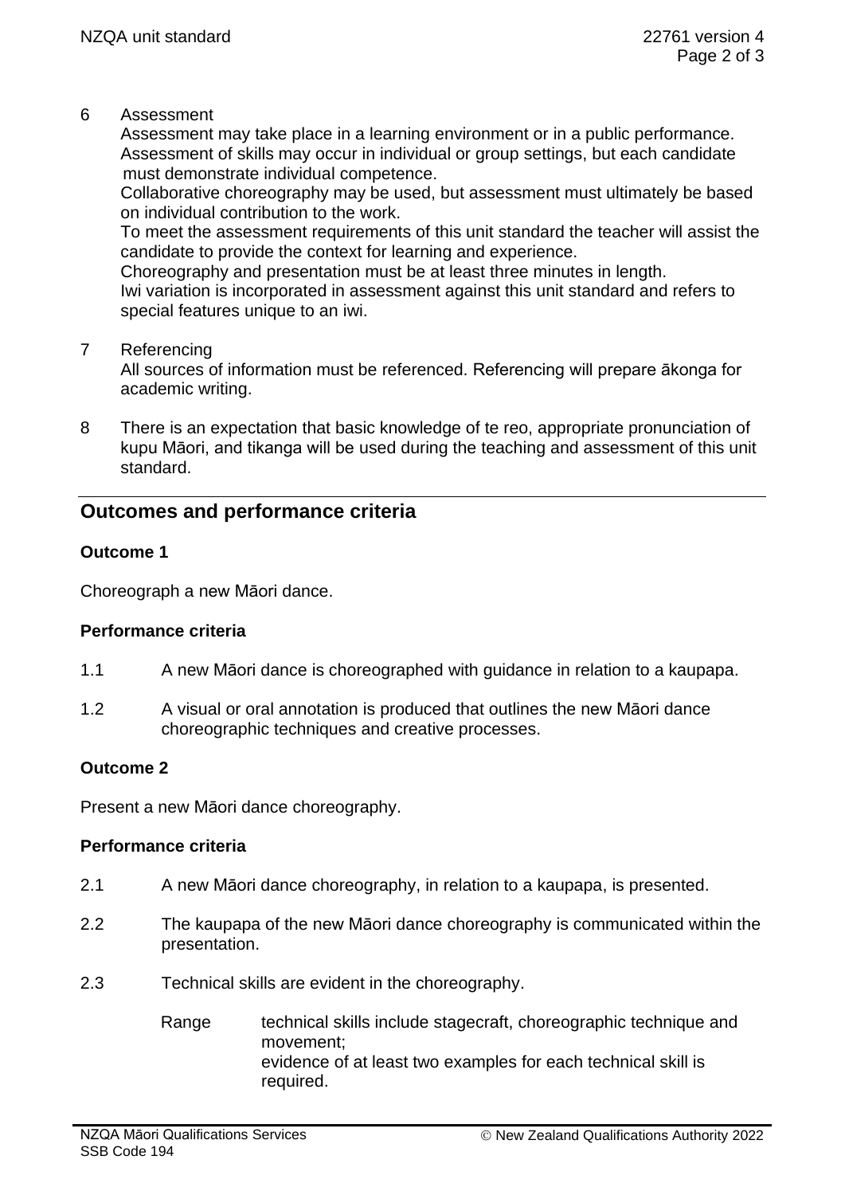6 Assessment
Assessment may take place in a learning environment or in a public performance.
Assessment of skills may occur in individual or group settings, but each candidate must demonstrate individual competence.
Collaborative choreography may be used, but assessment must ultimately be based on individual contribution to the work.
To meet the assessment requirements of this unit standard the teacher will assist the candidate to provide the context for learning and experience.
Choreography and presentation must be at least three minutes in length.
Iwi variation is incorporated in assessment against this unit standard and refers to special features unique to an iwi.

7 Referencing
All sources of information must be referenced. Referencing will prepare ākonga for academic writing.

8 There is an expectation that basic knowledge of te reo, appropriate pronunciation of kupu Māori, and tikanga will be used during the teaching and assessment of this unit standard.

## Outcomes and performance criteria

**Outcome 1**

Choreograph a new Māori dance.

**Performance criteria**

1.1 A new Māori dance is choreographed with guidance in relation to a kaupapa.

1.2 A visual or oral annotation is produced that outlines the new Māori dance choreographic techniques and creative processes.

**Outcome 2**

Present a new Māori dance choreography.

**Performance criteria**

2.1 A new Māori dance choreography, in relation to a kaupapa, is presented.

2.2 The kaupapa of the new Māori dance choreography is communicated within the presentation.

2.3 Technical skills are evident in the choreography.

Range technical skills include stagecraft, choreographic technique and movement;
evidence of at least two examples for each technical skill is required.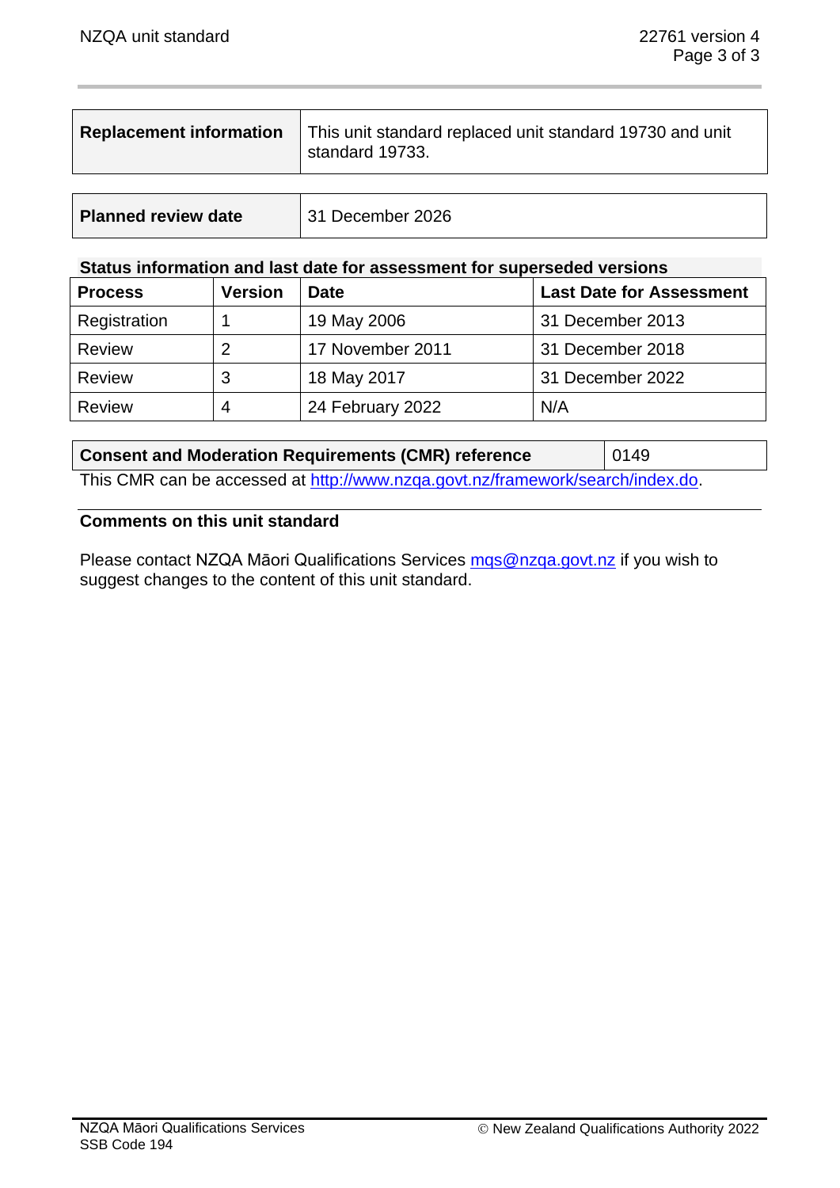| Replacement information | This unit standard replaced unit standard 19730 and unit standard 19733. |
| --- | --- |

| Planned review date | 31 December 2026 |
| --- | --- |

**Status information and last date for assessment for superseded versions**

| Process | Version | Date | Last Date for Assessment |
| --- | --- | --- | --- |
| Registration | 1 | 19 May 2006 | 31 December 2013 |
| Review | 2 | 17 November 2011 | 31 December 2018 |
| Review | 3 | 18 May 2017 | 31 December 2022 |
| Review | 4 | 24 February 2022 | N/A |

| Consent and Moderation Requirements (CMR) reference | 0149 |
| --- | --- |

This CMR can be accessed at http://www.nzqa.govt.nz/framework/search/index.do.

**Comments on this unit standard**

Please contact NZQA Māori Qualifications Services mqs@nzqa.govt.nz if you wish to suggest changes to the content of this unit standard.